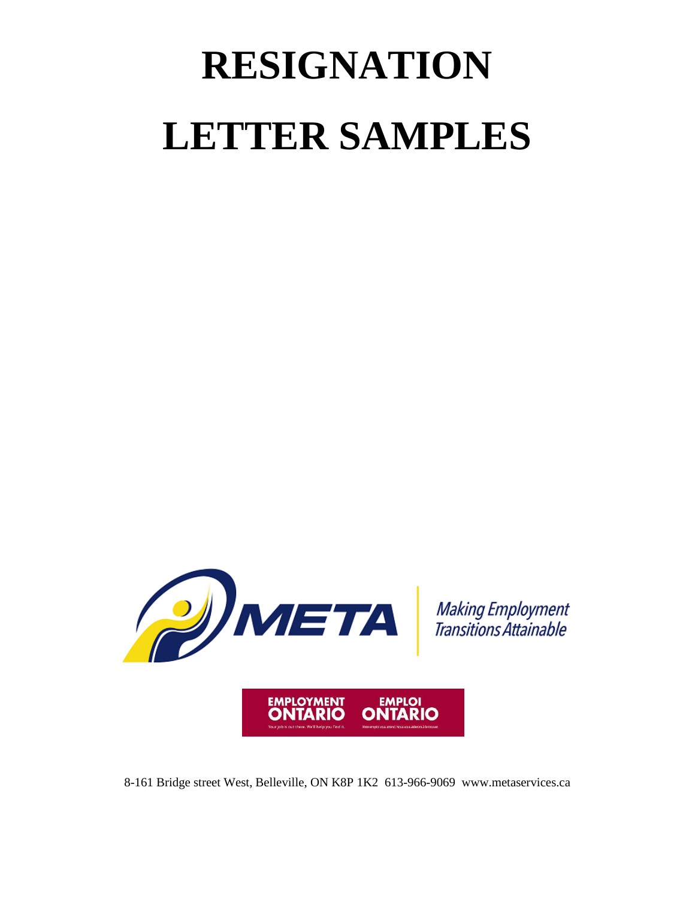# RESIGNATION LETTER SAMPLES

META

*Making Employment Transitions Attainable*

EMPLOYMENT ONTARIO

Your job is out there. We'll help you find it.

EMPLOI ONTARIO

8-161 Bridge street West, Belleville, ON K8P 1K2 613-966-9069 www.metaservices.ca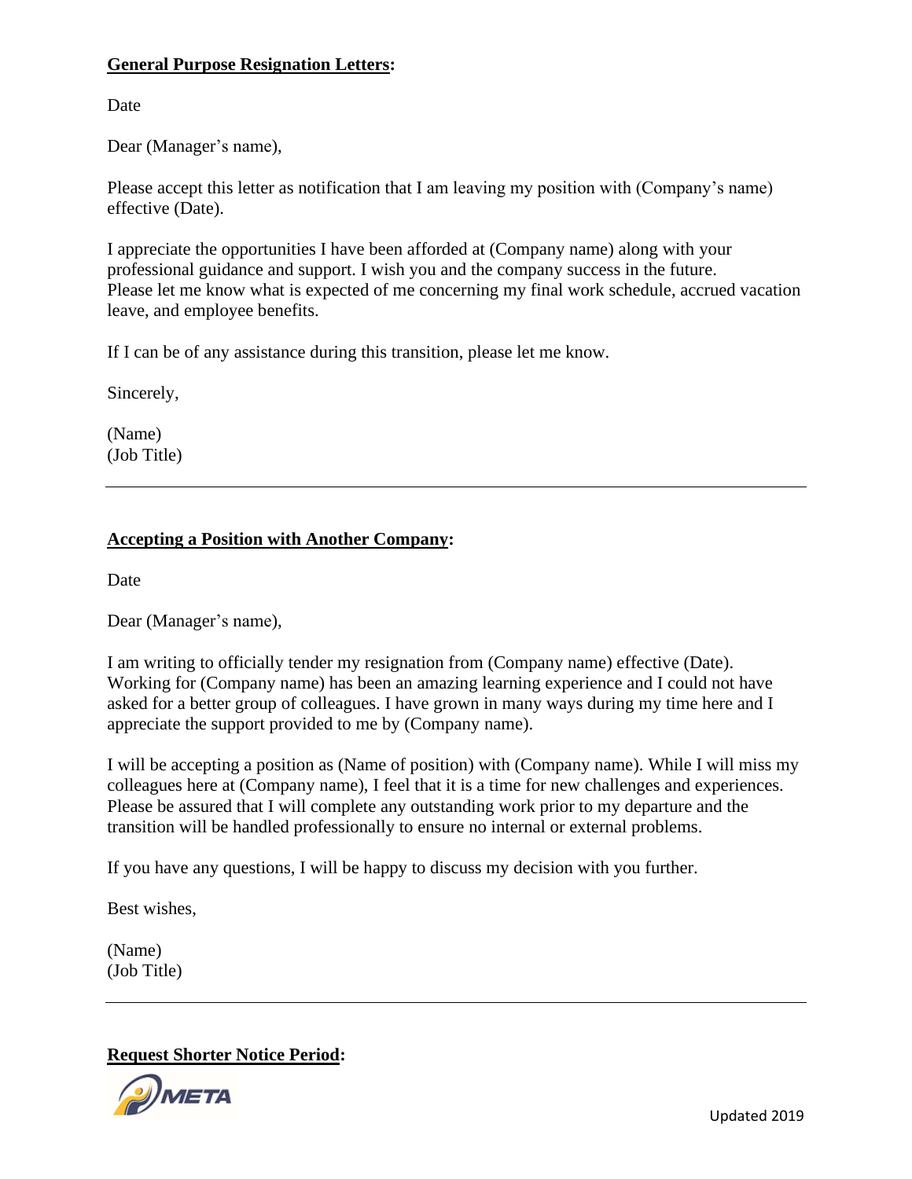**General Purpose Resignation Letters:**

Date

Dear (Manager's name),

Please accept this letter as notification that I am leaving my position with (Company's name) effective (Date).

I appreciate the opportunities I have been afforded at (Company name) along with your professional guidance and support. I wish you and the company success in the future. Please let me know what is expected of me concerning my final work schedule, accrued vacation leave, and employee benefits.

If I can be of any assistance during this transition, please let me know.

Sincerely,

(Name)
(Job Title)

---

**Accepting a Position with Another Company:**

Date

Dear (Manager's name),

I am writing to officially tender my resignation from (Company name) effective (Date). Working for (Company name) has been an amazing learning experience and I could not have asked for a better group of colleagues. I have grown in many ways during my time here and I appreciate the support provided to me by (Company name).

I will be accepting a position as (Name of position) with (Company name). While I will miss my colleagues here at (Company name), I feel that it is a time for new challenges and experiences. Please be assured that I will complete any outstanding work prior to my departure and the transition will be handled professionally to ensure no internal or external problems.

If you have any questions, I will be happy to discuss my decision with you further.

Best wishes,

(Name)
(Job Title)

---

**Request Shorter Notice Period:**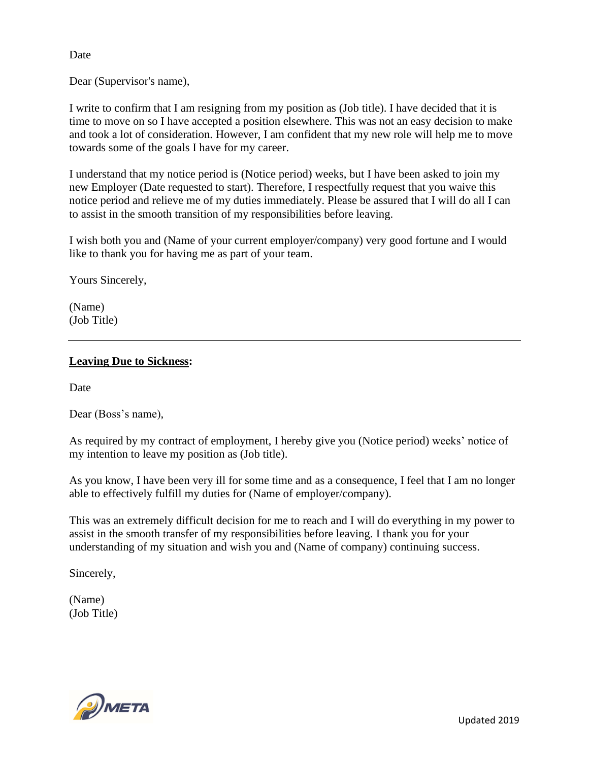Date

Dear (Supervisor's name),

I write to confirm that I am resigning from my position as (Job title). I have decided that it is time to move on so I have accepted a position elsewhere. This was not an easy decision to make and took a lot of consideration. However, I am confident that my new role will help me to move towards some of the goals I have for my career.

I understand that my notice period is (Notice period) weeks, but I have been asked to join my new Employer (Date requested to start). Therefore, I respectfully request that you waive this notice period and relieve me of my duties immediately. Please be assured that I will do all I can to assist in the smooth transition of my responsibilities before leaving.

I wish both you and (Name of your current employer/company) very good fortune and I would like to thank you for having me as part of your team.

Yours Sincerely,

(Name)
(Job Title)

---

**Leaving Due to Sickness:**

Date

Dear (Boss's name),

As required by my contract of employment, I hereby give you (Notice period) weeks' notice of my intention to leave my position as (Job title).

As you know, I have been very ill for some time and as a consequence, I feel that I am no longer able to effectively fulfill my duties for (Name of employer/company).

This was an extremely difficult decision for me to reach and I will do everything in my power to assist in the smooth transfer of my responsibilities before leaving. I thank you for your understanding of my situation and wish you and (Name of company) continuing success.

Sincerely,

(Name)
(Job Title)